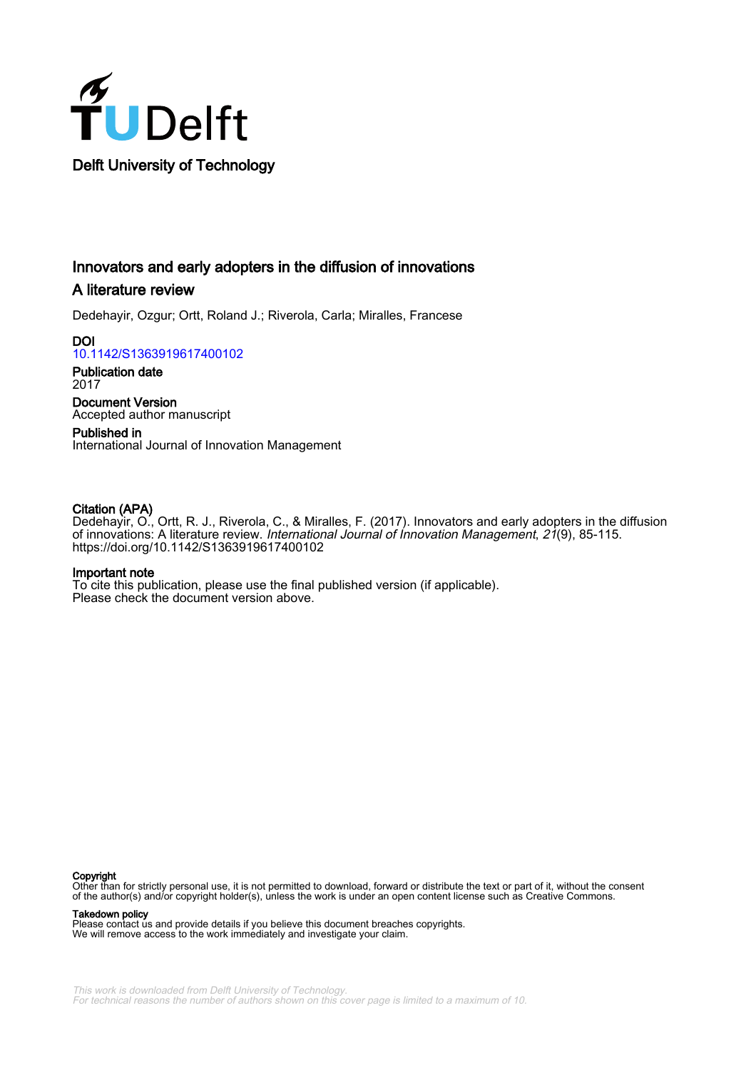Delft University of Technology

# Innovators and early adopters in the diffusion of innovations

## A literature review

Dedehayir, Ozgur; Ortt, Roland J.; Riverola, Carla; Miralles, Francese

**DOI**
10.1142/S1363919617400102

**Publication date**
2017

**Document Version**
Accepted author manuscript

**Published in**
International Journal of Innovation Management

**Citation (APA)**
Dedehayir, O., Ortt, R. J., Riverola, C., & Miralles, F. (2017). Innovators and early adopters in the diffusion of innovations: A literature review. *International Journal of Innovation Management*, *21*(9), 85-115. https://doi.org/10.1142/S1363919617400102

**Important note**
To cite this publication, please use the final published version (if applicable).
Please check the document version above.

**Copyright**
Other than for strictly personal use, it is not permitted to download, forward or distribute the text or part of it, without the consent of the author(s) and/or copyright holder(s), unless the work is under an open content license such as Creative Commons.

**Takedown policy**
Please contact us and provide details if you believe this document breaches copyrights.
We will remove access to the work immediately and investigate your claim.

This work is downloaded from Delft University of Technology.
For technical reasons the number of authors shown on this cover page is limited to a maximum of 10.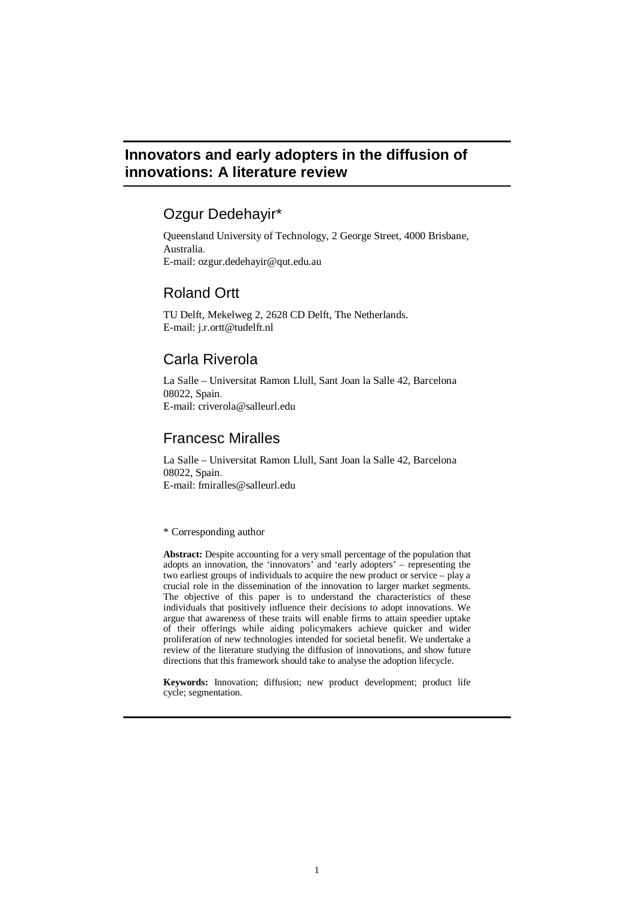# Innovators and early adopters in the diffusion of innovations: A literature review

## Ozgur Dedehayir*

Queensland University of Technology, 2 George Street, 4000 Brisbane, Australia.
E-mail: ozgur.dedehayir@qut.edu.au

## Roland Ortt

TU Delft, Mekelweg 2, 2628 CD Delft, The Netherlands.
E-mail: j.r.ortt@tudelft.nl

## Carla Riverola

La Salle – Universitat Ramon Llull, Sant Joan la Salle 42, Barcelona 08022, Spain.
E-mail: criverola@salleurl.edu

## Francesc Miralles

La Salle – Universitat Ramon Llull, Sant Joan la Salle 42, Barcelona 08022, Spain.
E-mail: fmiralles@salleurl.edu

\* Corresponding author

**Abstract:** Despite accounting for a very small percentage of the population that adopts an innovation, the 'innovators' and 'early adopters' – representing the two earliest groups of individuals to acquire the new product or service – play a crucial role in the dissemination of the innovation to larger market segments. The objective of this paper is to understand the characteristics of these individuals that positively influence their decisions to adopt innovations. We argue that awareness of these traits will enable firms to attain speedier uptake of their offerings while aiding policymakers achieve quicker and wider proliferation of new technologies intended for societal benefit. We undertake a review of the literature studying the diffusion of innovations, and show future directions that this framework should take to analyse the adoption lifecycle.

**Keywords:** Innovation; diffusion; new product development; product life cycle; segmentation.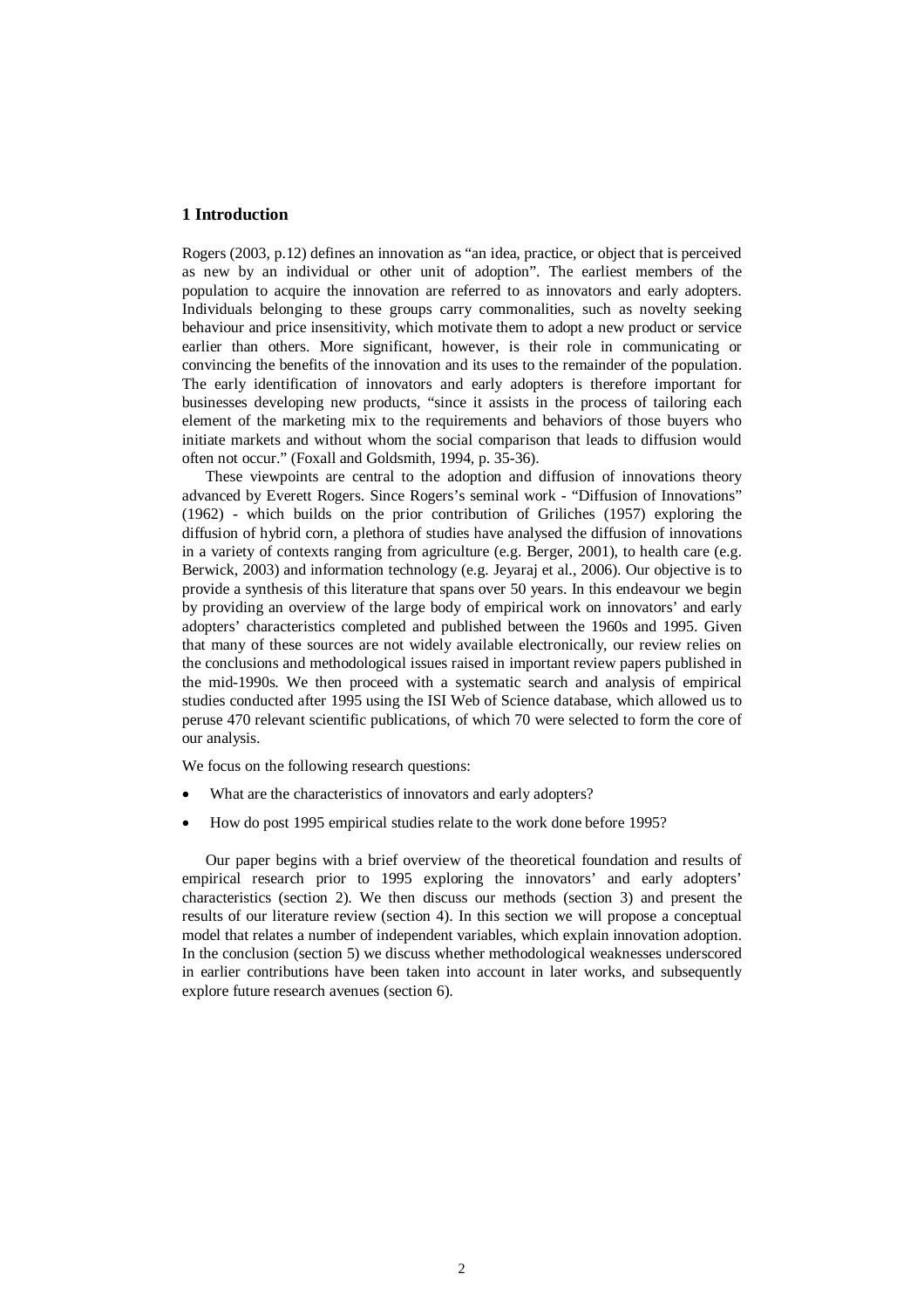## 1 Introduction

Rogers (2003, p.12) defines an innovation as "an idea, practice, or object that is perceived as new by an individual or other unit of adoption". The earliest members of the population to acquire the innovation are referred to as innovators and early adopters. Individuals belonging to these groups carry commonalities, such as novelty seeking behaviour and price insensitivity, which motivate them to adopt a new product or service earlier than others. More significant, however, is their role in communicating or convincing the benefits of the innovation and its uses to the remainder of the population. The early identification of innovators and early adopters is therefore important for businesses developing new products, "since it assists in the process of tailoring each element of the marketing mix to the requirements and behaviors of those buyers who initiate markets and without whom the social comparison that leads to diffusion would often not occur." (Foxall and Goldsmith, 1994, p. 35-36).

These viewpoints are central to the adoption and diffusion of innovations theory advanced by Everett Rogers. Since Rogers's seminal work - "Diffusion of Innovations" (1962) - which builds on the prior contribution of Griliches (1957) exploring the diffusion of hybrid corn, a plethora of studies have analysed the diffusion of innovations in a variety of contexts ranging from agriculture (e.g. Berger, 2001), to health care (e.g. Berwick, 2003) and information technology (e.g. Jeyaraj et al., 2006). Our objective is to provide a synthesis of this literature that spans over 50 years. In this endeavour we begin by providing an overview of the large body of empirical work on innovators' and early adopters' characteristics completed and published between the 1960s and 1995. Given that many of these sources are not widely available electronically, our review relies on the conclusions and methodological issues raised in important review papers published in the mid-1990s. We then proceed with a systematic search and analysis of empirical studies conducted after 1995 using the ISI Web of Science database, which allowed us to peruse 470 relevant scientific publications, of which 70 were selected to form the core of our analysis.

We focus on the following research questions:

- What are the characteristics of innovators and early adopters?
- How do post 1995 empirical studies relate to the work done before 1995?

Our paper begins with a brief overview of the theoretical foundation and results of empirical research prior to 1995 exploring the innovators' and early adopters' characteristics (section 2). We then discuss our methods (section 3) and present the results of our literature review (section 4). In this section we will propose a conceptual model that relates a number of independent variables, which explain innovation adoption. In the conclusion (section 5) we discuss whether methodological weaknesses underscored in earlier contributions have been taken into account in later works, and subsequently explore future research avenues (section 6).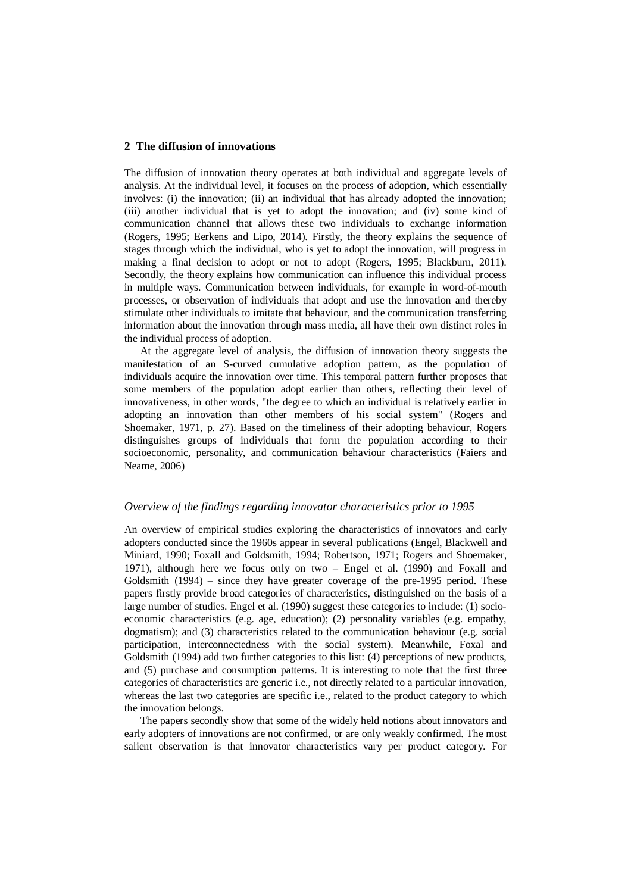## 2 The diffusion of innovations

The diffusion of innovation theory operates at both individual and aggregate levels of analysis. At the individual level, it focuses on the process of adoption, which essentially involves: (i) the innovation; (ii) an individual that has already adopted the innovation; (iii) another individual that is yet to adopt the innovation; and (iv) some kind of communication channel that allows these two individuals to exchange information (Rogers, 1995; Eerkens and Lipo, 2014). Firstly, the theory explains the sequence of stages through which the individual, who is yet to adopt the innovation, will progress in making a final decision to adopt or not to adopt (Rogers, 1995; Blackburn, 2011). Secondly, the theory explains how communication can influence this individual process in multiple ways. Communication between individuals, for example in word-of-mouth processes, or observation of individuals that adopt and use the innovation and thereby stimulate other individuals to imitate that behaviour, and the communication transferring information about the innovation through mass media, all have their own distinct roles in the individual process of adoption.

At the aggregate level of analysis, the diffusion of innovation theory suggests the manifestation of an S-curved cumulative adoption pattern, as the population of individuals acquire the innovation over time. This temporal pattern further proposes that some members of the population adopt earlier than others, reflecting their level of innovativeness, in other words, "the degree to which an individual is relatively earlier in adopting an innovation than other members of his social system" (Rogers and Shoemaker, 1971, p. 27). Based on the timeliness of their adopting behaviour, Rogers distinguishes groups of individuals that form the population according to their socioeconomic, personality, and communication behaviour characteristics (Faiers and Neame, 2006)

### *Overview of the findings regarding innovator characteristics prior to 1995*

An overview of empirical studies exploring the characteristics of innovators and early adopters conducted since the 1960s appear in several publications (Engel, Blackwell and Miniard, 1990; Foxall and Goldsmith, 1994; Robertson, 1971; Rogers and Shoemaker, 1971), although here we focus only on two – Engel et al. (1990) and Foxall and Goldsmith (1994) – since they have greater coverage of the pre-1995 period. These papers firstly provide broad categories of characteristics, distinguished on the basis of a large number of studies. Engel et al. (1990) suggest these categories to include: (1) socio-economic characteristics (e.g. age, education); (2) personality variables (e.g. empathy, dogmatism); and (3) characteristics related to the communication behaviour (e.g. social participation, interconnectedness with the social system). Meanwhile, Foxal and Goldsmith (1994) add two further categories to this list: (4) perceptions of new products, and (5) purchase and consumption patterns. It is interesting to note that the first three categories of characteristics are generic i.e., not directly related to a particular innovation, whereas the last two categories are specific i.e., related to the product category to which the innovation belongs.

The papers secondly show that some of the widely held notions about innovators and early adopters of innovations are not confirmed, or are only weakly confirmed. The most salient observation is that innovator characteristics vary per product category. For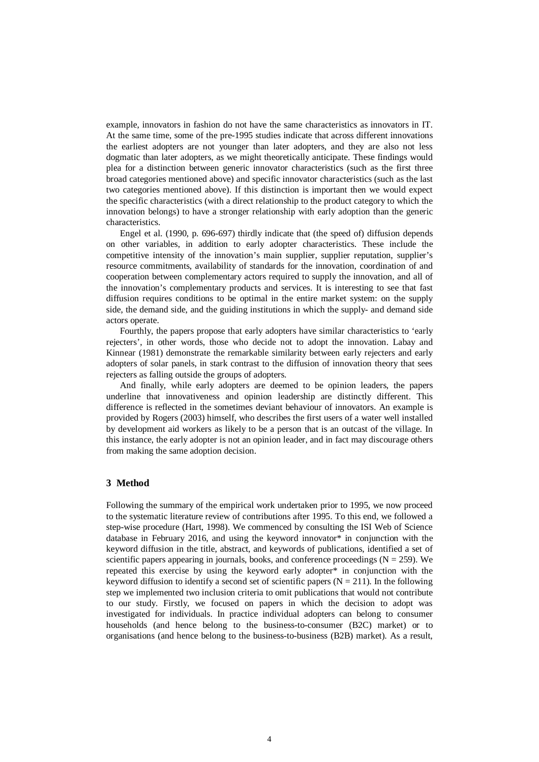example, innovators in fashion do not have the same characteristics as innovators in IT. At the same time, some of the pre-1995 studies indicate that across different innovations the earliest adopters are not younger than later adopters, and they are also not less dogmatic than later adopters, as we might theoretically anticipate. These findings would plea for a distinction between generic innovator characteristics (such as the first three broad categories mentioned above) and specific innovator characteristics (such as the last two categories mentioned above). If this distinction is important then we would expect the specific characteristics (with a direct relationship to the product category to which the innovation belongs) to have a stronger relationship with early adoption than the generic characteristics.

Engel et al. (1990, p. 696-697) thirdly indicate that (the speed of) diffusion depends on other variables, in addition to early adopter characteristics. These include the competitive intensity of the innovation's main supplier, supplier reputation, supplier's resource commitments, availability of standards for the innovation, coordination of and cooperation between complementary actors required to supply the innovation, and all of the innovation's complementary products and services. It is interesting to see that fast diffusion requires conditions to be optimal in the entire market system: on the supply side, the demand side, and the guiding institutions in which the supply- and demand side actors operate.

Fourthly, the papers propose that early adopters have similar characteristics to 'early rejecters', in other words, those who decide not to adopt the innovation. Labay and Kinnear (1981) demonstrate the remarkable similarity between early rejecters and early adopters of solar panels, in stark contrast to the diffusion of innovation theory that sees rejecters as falling outside the groups of adopters.

And finally, while early adopters are deemed to be opinion leaders, the papers underline that innovativeness and opinion leadership are distinctly different. This difference is reflected in the sometimes deviant behaviour of innovators. An example is provided by Rogers (2003) himself, who describes the first users of a water well installed by development aid workers as likely to be a person that is an outcast of the village. In this instance, the early adopter is not an opinion leader, and in fact may discourage others from making the same adoption decision.

## 3 Method

Following the summary of the empirical work undertaken prior to 1995, we now proceed to the systematic literature review of contributions after 1995. To this end, we followed a step-wise procedure (Hart, 1998). We commenced by consulting the ISI Web of Science database in February 2016, and using the keyword innovator* in conjunction with the keyword diffusion in the title, abstract, and keywords of publications, identified a set of scientific papers appearing in journals, books, and conference proceedings (N = 259). We repeated this exercise by using the keyword early adopter* in conjunction with the keyword diffusion to identify a second set of scientific papers (N = 211). In the following step we implemented two inclusion criteria to omit publications that would not contribute to our study. Firstly, we focused on papers in which the decision to adopt was investigated for individuals. In practice individual adopters can belong to consumer households (and hence belong to the business-to-consumer (B2C) market) or to organisations (and hence belong to the business-to-business (B2B) market). As a result,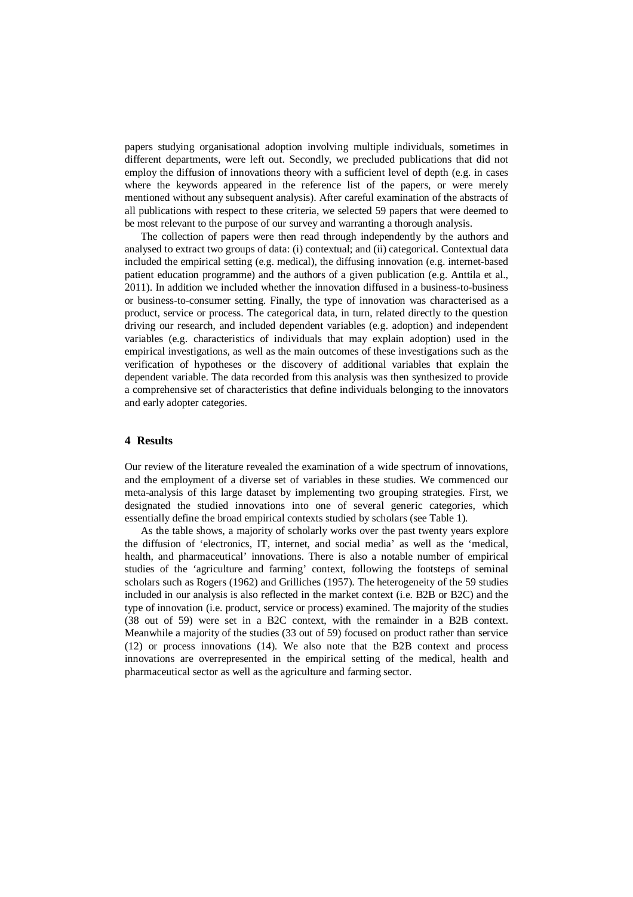papers studying organisational adoption involving multiple individuals, sometimes in different departments, were left out. Secondly, we precluded publications that did not employ the diffusion of innovations theory with a sufficient level of depth (e.g. in cases where the keywords appeared in the reference list of the papers, or were merely mentioned without any subsequent analysis). After careful examination of the abstracts of all publications with respect to these criteria, we selected 59 papers that were deemed to be most relevant to the purpose of our survey and warranting a thorough analysis.

The collection of papers were then read through independently by the authors and analysed to extract two groups of data: (i) contextual; and (ii) categorical. Contextual data included the empirical setting (e.g. medical), the diffusing innovation (e.g. internet-based patient education programme) and the authors of a given publication (e.g. Anttila et al., 2011). In addition we included whether the innovation diffused in a business-to-business or business-to-consumer setting. Finally, the type of innovation was characterised as a product, service or process. The categorical data, in turn, related directly to the question driving our research, and included dependent variables (e.g. adoption) and independent variables (e.g. characteristics of individuals that may explain adoption) used in the empirical investigations, as well as the main outcomes of these investigations such as the verification of hypotheses or the discovery of additional variables that explain the dependent variable. The data recorded from this analysis was then synthesized to provide a comprehensive set of characteristics that define individuals belonging to the innovators and early adopter categories.

## 4 Results

Our review of the literature revealed the examination of a wide spectrum of innovations, and the employment of a diverse set of variables in these studies. We commenced our meta-analysis of this large dataset by implementing two grouping strategies. First, we designated the studied innovations into one of several generic categories, which essentially define the broad empirical contexts studied by scholars (see Table 1).

As the table shows, a majority of scholarly works over the past twenty years explore the diffusion of 'electronics, IT, internet, and social media' as well as the 'medical, health, and pharmaceutical' innovations. There is also a notable number of empirical studies of the 'agriculture and farming' context, following the footsteps of seminal scholars such as Rogers (1962) and Grilliches (1957). The heterogeneity of the 59 studies included in our analysis is also reflected in the market context (i.e. B2B or B2C) and the type of innovation (i.e. product, service or process) examined. The majority of the studies (38 out of 59) were set in a B2C context, with the remainder in a B2B context. Meanwhile a majority of the studies (33 out of 59) focused on product rather than service (12) or process innovations (14). We also note that the B2B context and process innovations are overrepresented in the empirical setting of the medical, health and pharmaceutical sector as well as the agriculture and farming sector.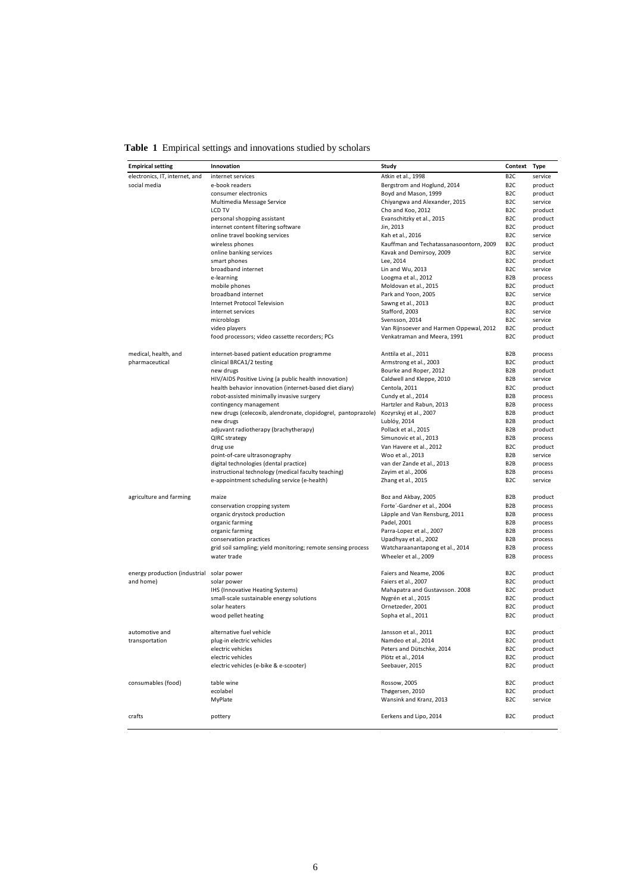**Table 1** Empirical settings and innovations studied by scholars

| Empirical setting | Innovation | Study | Context | Type |
|---|---|---|---|---|
| electronics, IT, internet, and social media | internet services | Atkin et al., 1998 | B2C | service |
| | e-book readers | Bergstrom and Hoglund, 2014 | B2C | product |
| | consumer electronics | Boyd and Mason, 1999 | B2C | product |
| | Multimedia Message Service | Chiyangwa and Alexander, 2015 | B2C | service |
| | LCD TV | Cho and Koo, 2012 | B2C | product |
| | personal shopping assistant | Evanschitzky et al., 2015 | B2C | product |
| | internet content filtering software | Jin, 2013 | B2C | product |
| | online travel booking services | Kah et al., 2016 | B2C | service |
| | wireless phones | Kauffman and Techatassanasoontorn, 2009 | B2C | product |
| | online banking services | Kavak and Demirsoy, 2009 | B2C | service |
| | smart phones | Lee, 2014 | B2C | product |
| | broadband internet | Lin and Wu, 2013 | B2C | service |
| | e-learning | Loogma et al., 2012 | B2B | process |
| | mobile phones | Moldovan et al., 2015 | B2C | product |
| | broadband internet | Park and Yoon, 2005 | B2C | service |
| | Internet Protocol Television | Sawng et al., 2013 | B2C | product |
| | internet services | Stafford, 2003 | B2C | service |
| | microblogs | Svensson, 2014 | B2C | service |
| | video players | Van Rijnsoever and Harmen Oppewal, 2012 | B2C | product |
| | food processors; video cassette recorders; PCs | Venkatraman and Meera, 1991 | B2C | product |
| medical, health, and pharmaceutical | internet-based patient education programme | Anttila et al., 2011 | B2B | process |
| | clinical BRCA1/2 testing | Armstrong et al., 2003 | B2C | product |
| | new drugs | Bourke and Roper, 2012 | B2B | product |
| | HIV/AIDS Positive Living (a public health innovation) | Caldwell and Kleppe, 2010 | B2B | service |
| | health behavior innovation (internet-based diet diary) | Centola, 2011 | B2C | product |
| | robot-assisted minimally invasive surgery | Cundy et al., 2014 | B2B | process |
| | contingency management | Hartzler and Rabun, 2013 | B2B | process |
| | new drugs (celecoxib, alendronate, clopidogrel, pantoprazole) | Kozyrskyj et al., 2007 | B2B | product |
| | new drugs | Lublóy, 2014 | B2B | product |
| | adjuvant radiotherapy (brachytherapy) | Pollack et al., 2015 | B2B | product |
| | QIRC strategy | Simunovic et al., 2013 | B2B | process |
| | drug use | Van Havere et al., 2012 | B2C | product |
| | point-of-care ultrasonography | Woo et al., 2013 | B2B | service |
| | digital technologies (dental practice) | van der Zande et al., 2013 | B2B | process |
| | instructional technology (medical faculty teaching) | Zayim et al., 2006 | B2B | process |
| | e-appointment scheduling service (e-health) | Zhang et al., 2015 | B2C | service |
| agriculture and farming | maize | Boz and Akbay, 2005 | B2B | product |
| | conservation cropping system | Forte´-Gardner et al., 2004 | B2B | process |
| | organic drystock production | Läpple and Van Rensburg, 2011 | B2B | process |
| | organic farming | Padel, 2001 | B2B | process |
| | organic farming | Parra-Lopez et al., 2007 | B2B | process |
| | conservation practices | Upadhyay et al., 2002 | B2B | process |
| | grid soil sampling; yield monitoring; remote sensing process | Watcharaanantapong et al., 2014 | B2B | process |
| | water trade | Wheeler et al., 2009 | B2B | process |
| energy production (industrial and home) | solar power | Faiers and Neame, 2006 | B2C | product |
| | solar power | Faiers et al., 2007 | B2C | product |
| | IHS (Innovative Heating Systems) | Mahapatra and Gustavsson. 2008 | B2C | product |
| | small-scale sustainable energy solutions | Nygrén et al., 2015 | B2C | product |
| | solar heaters | Ornetzeder, 2001 | B2C | product |
| | wood pellet heating | Sopha et al., 2011 | B2C | product |
| automotive and transportation | alternative fuel vehicle | Jansson et al., 2011 | B2C | product |
| | plug-in electric vehicles | Namdeo et al., 2014 | B2C | product |
| | electric vehicles | Peters and Dütschke, 2014 | B2C | product |
| | electric vehicles | Plötz et al., 2014 | B2C | product |
| | electric vehicles (e-bike & e-scooter) | Seebauer, 2015 | B2C | product |
| consumables (food) | table wine | Rossow, 2005 | B2C | product |
| | ecolabel | Thøgersen, 2010 | B2C | product |
| | MyPlate | Wansink and Kranz, 2013 | B2C | service |
| crafts | pottery | Eerkens and Lipo, 2014 | B2C | product |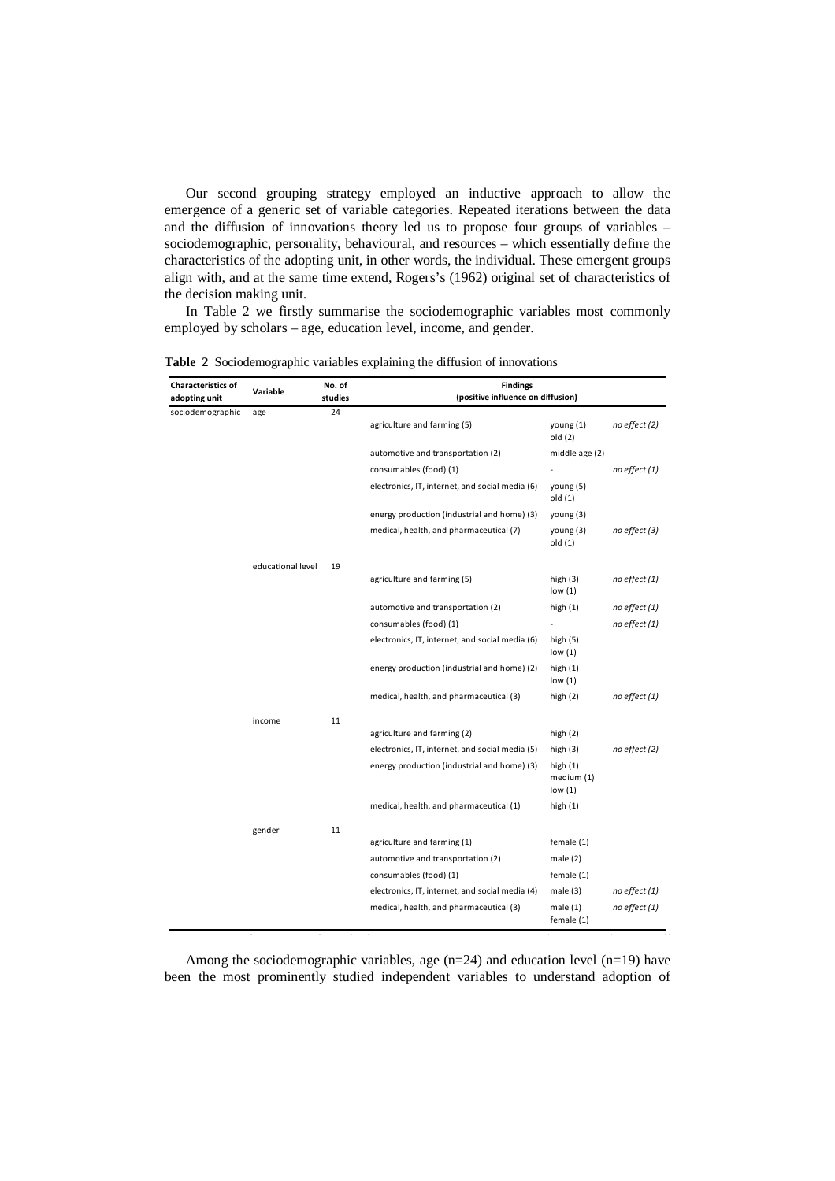Our second grouping strategy employed an inductive approach to allow the emergence of a generic set of variable categories. Repeated iterations between the data and the diffusion of innovations theory led us to propose four groups of variables – sociodemographic, personality, behavioural, and resources – which essentially define the characteristics of the adopting unit, in other words, the individual. These emergent groups align with, and at the same time extend, Rogers's (1962) original set of characteristics of the decision making unit.

In Table 2 we firstly summarise the sociodemographic variables most commonly employed by scholars – age, education level, income, and gender.

**Table 2** Sociodemographic variables explaining the diffusion of innovations

| Characteristics of adopting unit | Variable | No. of studies | Findings (positive influence on diffusion) | | |
|---|---|---|---|---|---|
| sociodemographic | age | 24 | | | |
| | | | agriculture and farming (5) | young (1)<br>old (2) | *no effect (2)* |
| | | | automotive and transportation (2) | middle age (2) | |
| | | | consumables (food) (1) | - | *no effect (1)* |
| | | | electronics, IT, internet, and social media (6) | young (5)<br>old (1) | |
| | | | energy production (industrial and home) (3) | young (3) | |
| | | | medical, health, and pharmaceutical (7) | young (3)<br>old (1) | *no effect (3)* |
| | educational level | 19 | | | |
| | | | agriculture and farming (5) | high (3)<br>low (1) | *no effect (1)* |
| | | | automotive and transportation (2) | high (1) | *no effect (1)* |
| | | | consumables (food) (1) | - | *no effect (1)* |
| | | | electronics, IT, internet, and social media (6) | high (5)<br>low (1) | |
| | | | energy production (industrial and home) (2) | high (1)<br>low (1) | |
| | | | medical, health, and pharmaceutical (3) | high (2) | *no effect (1)* |
| | income | 11 | | | |
| | | | agriculture and farming (2) | high (2) | |
| | | | electronics, IT, internet, and social media (5) | high (3) | *no effect (2)* |
| | | | energy production (industrial and home) (3) | high (1)<br>medium (1)<br>low (1) | |
| | | | medical, health, and pharmaceutical (1) | high (1) | |
| | gender | 11 | | | |
| | | | agriculture and farming (1) | female (1) | |
| | | | automotive and transportation (2) | male (2) | |
| | | | consumables (food) (1) | female (1) | |
| | | | electronics, IT, internet, and social media (4) | male (3) | *no effect (1)* |
| | | | medical, health, and pharmaceutical (3) | male (1)<br>female (1) | *no effect (1)* |

Among the sociodemographic variables, age (n=24) and education level (n=19) have been the most prominently studied independent variables to understand adoption of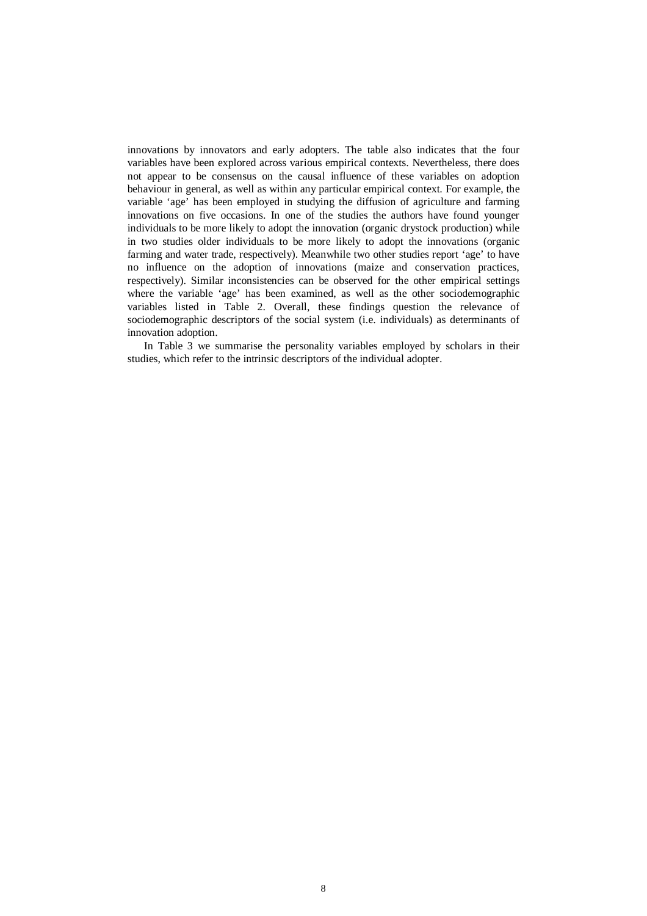innovations by innovators and early adopters. The table also indicates that the four variables have been explored across various empirical contexts. Nevertheless, there does not appear to be consensus on the causal influence of these variables on adoption behaviour in general, as well as within any particular empirical context. For example, the variable 'age' has been employed in studying the diffusion of agriculture and farming innovations on five occasions. In one of the studies the authors have found younger individuals to be more likely to adopt the innovation (organic drystock production) while in two studies older individuals to be more likely to adopt the innovations (organic farming and water trade, respectively). Meanwhile two other studies report 'age' to have no influence on the adoption of innovations (maize and conservation practices, respectively). Similar inconsistencies can be observed for the other empirical settings where the variable 'age' has been examined, as well as the other sociodemographic variables listed in Table 2. Overall, these findings question the relevance of sociodemographic descriptors of the social system (i.e. individuals) as determinants of innovation adoption.

In Table 3 we summarise the personality variables employed by scholars in their studies, which refer to the intrinsic descriptors of the individual adopter.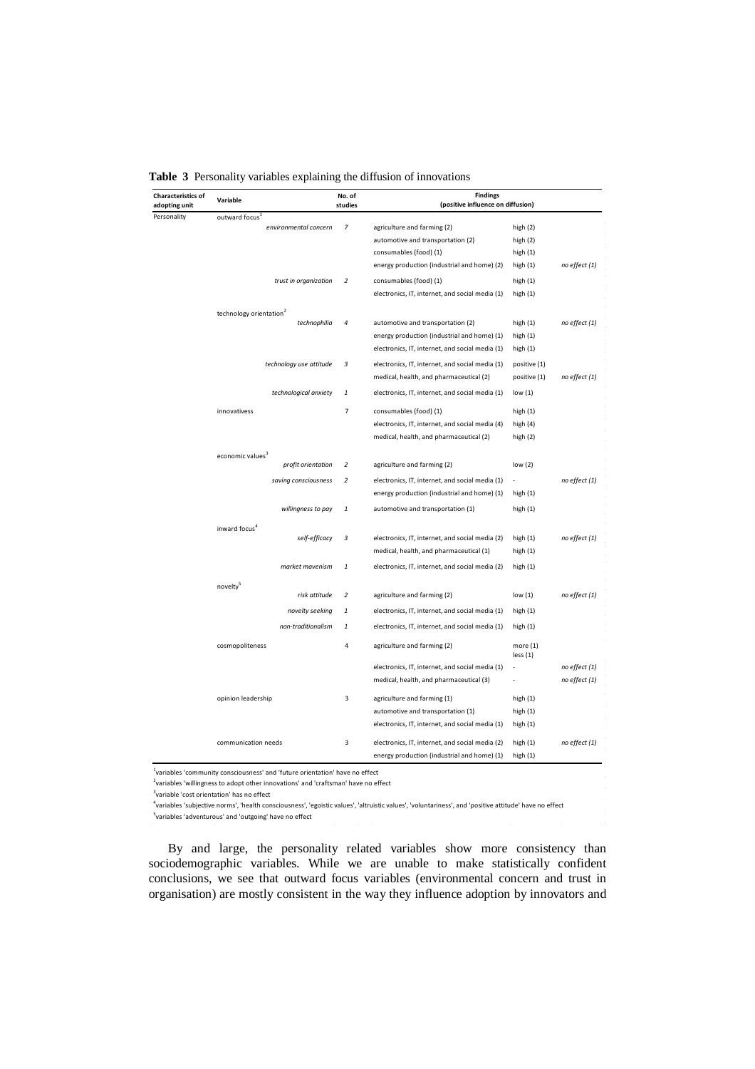**Table 3** Personality variables explaining the diffusion of innovations

| Characteristics of adopting unit | Variable | No. of studies | Findings (positive influence on diffusion) | | |
|---|---|---|---|---|---|
| Personality | outward focus[1] | | | | |
| | *environmental concern* | *7* | agriculture and farming (2) | high (2) | |
| | | | automotive and transportation (2) | high (2) | |
| | | | consumables (food) (1) | high (1) | |
| | | | energy production (industrial and home) (2) | high (1) | *no effect (1)* |
| | *trust in organization* | *2* | consumables (food) (1) | high (1) | |
| | | | electronics, IT, internet, and social media (1) | high (1) | |
| | technology orientation[2] | | | | |
| | *technophilia* | *4* | automotive and transportation (2) | high (1) | *no effect (1)* |
| | | | energy production (industrial and home) (1) | high (1) | |
| | | | electronics, IT, internet, and social media (1) | high (1) | |
| | *technology use attitude* | *3* | electronics, IT, internet, and social media (1) | positive (1) | |
| | | | medical, health, and pharmaceutical (2) | positive (1) | *no effect (1)* |
| | *technological anxiety* | *1* | electronics, IT, internet, and social media (1) | low (1) | |
| | innovativess | 7 | consumables (food) (1) | high (1) | |
| | | | electronics, IT, internet, and social media (4) | high (4) | |
| | | | medical, health, and pharmaceutical (2) | high (2) | |
| | economic values[3] | | | | |
| | *profit orientation* | *2* | agriculture and farming (2) | low (2) | |
| | *saving consciousness* | *2* | electronics, IT, internet, and social media (1) | - | *no effect (1)* |
| | | | energy production (industrial and home) (1) | high (1) | |
| | *willingness to pay* | *1* | automotive and transportation (1) | high (1) | |
| | inward focus[4] | | | | |
| | *self-efficacy* | *3* | electronics, IT, internet, and social media (2) | high (1) | *no effect (1)* |
| | | | medical, health, and pharmaceutical (1) | high (1) | |
| | *market movenism* | *1* | electronics, IT, internet, and social media (2) | high (1) | |
| | novelty[5] | | | | |
| | *risk attitude* | *2* | agriculture and farming (2) | low (1) | *no effect (1)* |
| | *novelty seeking* | *1* | electronics, IT, internet, and social media (1) | high (1) | |
| | *non-traditionalism* | *1* | electronics, IT, internet, and social media (1) | high (1) | |
| | cosmopoliteness | 4 | agriculture and farming (2) | more (1) less (1) | |
| | | | electronics, IT, internet, and social media (1) | - | *no effect (1)* |
| | | | medical, health, and pharmaceutical (3) | - | *no effect (1)* |
| | opinion leadership | 3 | agriculture and farming (1) | high (1) | |
| | | | automotive and transportation (1) | high (1) | |
| | | | electronics, IT, internet, and social media (1) | high (1) | |
| | communication needs | 3 | electronics, IT, internet, and social media (2) | high (1) | *no effect (1)* |
| | | | energy production (industrial and home) (1) | high (1) | |

[1]variables 'community consciousness' and 'future orientation' have no effect
[2]variables 'willingness to adopt other innovations' and 'craftsman' have no effect
[3]variable 'cost orientation' has no effect
[4]variables 'subjective norms', 'health consciousness', 'egoistic values', 'altruistic values', 'voluntariness', and 'positive attitude' have no effect
[5]variables 'adventurous' and 'outgoing' have no effect

By and large, the personality related variables show more consistency than sociodemographic variables. While we are unable to make statistically confident conclusions, we see that outward focus variables (environmental concern and trust in organisation) are mostly consistent in the way they influence adoption by innovators and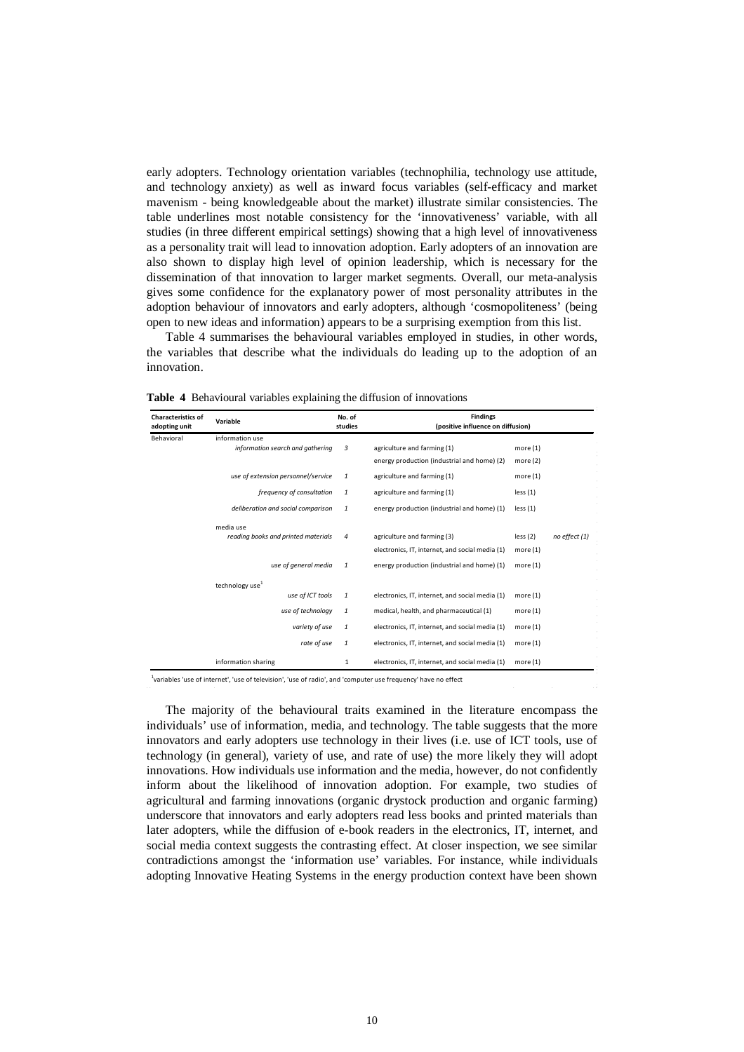early adopters. Technology orientation variables (technophilia, technology use attitude, and technology anxiety) as well as inward focus variables (self-efficacy and market mavenism - being knowledgeable about the market) illustrate similar consistencies. The table underlines most notable consistency for the 'innovativeness' variable, with all studies (in three different empirical settings) showing that a high level of innovativeness as a personality trait will lead to innovation adoption. Early adopters of an innovation are also shown to display high level of opinion leadership, which is necessary for the dissemination of that innovation to larger market segments. Overall, our meta-analysis gives some confidence for the explanatory power of most personality attributes in the adoption behaviour of innovators and early adopters, although 'cosmopoliteness' (being open to new ideas and information) appears to be a surprising exemption from this list.

Table 4 summarises the behavioural variables employed in studies, in other words, the variables that describe what the individuals do leading up to the adoption of an innovation.

**Table 4** Behavioural variables explaining the diffusion of innovations

| Characteristics of adopting unit | Variable | No. of studies | Findings (positive influence on diffusion) | | |
|---|---|---|---|---|---|
| Behavioral | information use | | | | |
| | *information search and gathering* | *3* | agriculture and farming (1) | more (1) | |
| | | | energy production (industrial and home) (2) | more (2) | |
| | *use of extension personnel/service* | *1* | agriculture and farming (1) | more (1) | |
| | *frequency of consultation* | *1* | agriculture and farming (1) | less (1) | |
| | *deliberation and social comparison* | *1* | energy production (industrial and home) (1) | less (1) | |
| | media use | | | | |
| | *reading books and printed materials* | *4* | agriculture and farming (3) | less (2) | *no effect (1)* |
| | | | electronics, IT, internet, and social media (1) | more (1) | |
| | *use of general media* | *1* | energy production (industrial and home) (1) | more (1) | |
| | technology use[1] | | | | |
| | *use of ICT tools* | *1* | electronics, IT, internet, and social media (1) | more (1) | |
| | *use of technology* | *1* | medical, health, and pharmaceutical (1) | more (1) | |
| | *variety of use* | *1* | electronics, IT, internet, and social media (1) | more (1) | |
| | *rate of use* | *1* | electronics, IT, internet, and social media (1) | more (1) | |
| | information sharing | 1 | electronics, IT, internet, and social media (1) | more (1) | |

[1]variables 'use of internet', 'use of television', 'use of radio', and 'computer use frequency' have no effect

The majority of the behavioural traits examined in the literature encompass the individuals' use of information, media, and technology. The table suggests that the more innovators and early adopters use technology in their lives (i.e. use of ICT tools, use of technology (in general), variety of use, and rate of use) the more likely they will adopt innovations. How individuals use information and the media, however, do not confidently inform about the likelihood of innovation adoption. For example, two studies of agricultural and farming innovations (organic drystock production and organic farming) underscore that innovators and early adopters read less books and printed materials than later adopters, while the diffusion of e-book readers in the electronics, IT, internet, and social media context suggests the contrasting effect. At closer inspection, we see similar contradictions amongst the 'information use' variables. For instance, while individuals adopting Innovative Heating Systems in the energy production context have been shown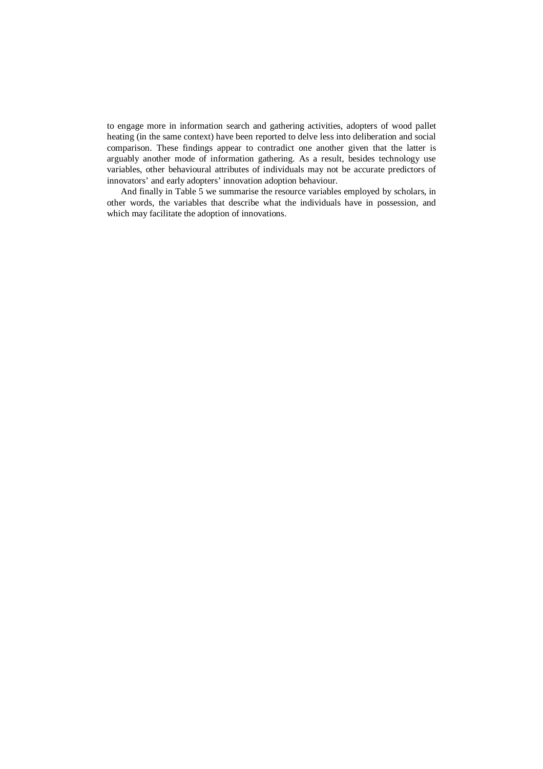to engage more in information search and gathering activities, adopters of wood pallet heating (in the same context) have been reported to delve less into deliberation and social comparison. These findings appear to contradict one another given that the latter is arguably another mode of information gathering. As a result, besides technology use variables, other behavioural attributes of individuals may not be accurate predictors of innovators' and early adopters' innovation adoption behaviour.

And finally in Table 5 we summarise the resource variables employed by scholars, in other words, the variables that describe what the individuals have in possession, and which may facilitate the adoption of innovations.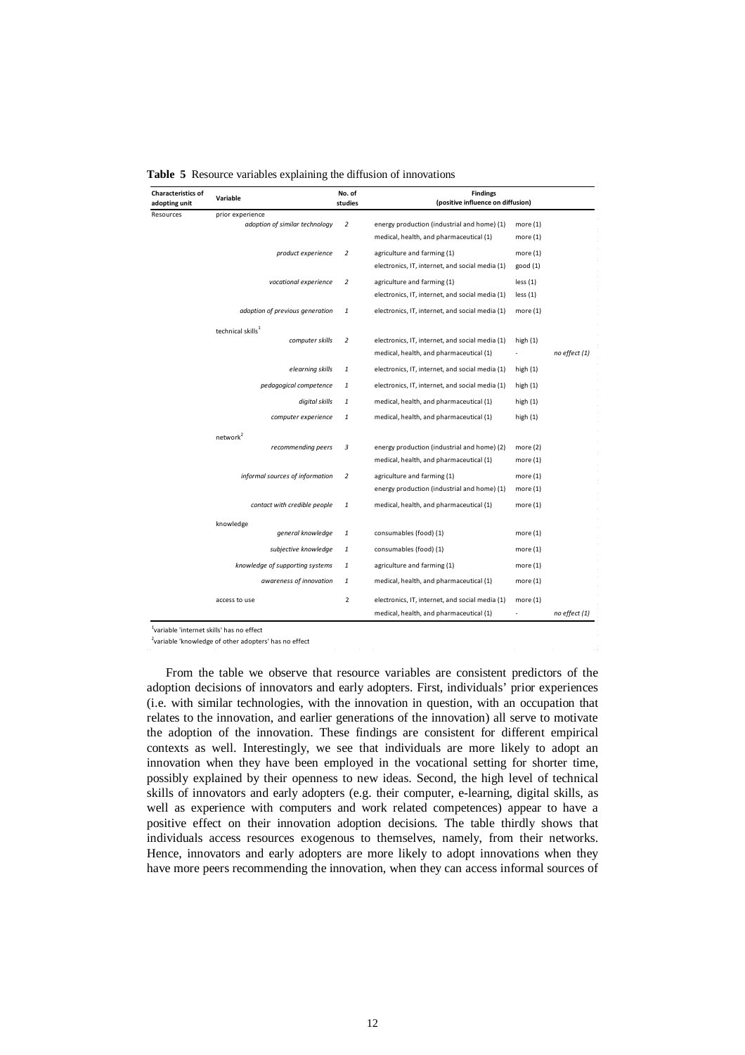**Table 5** Resource variables explaining the diffusion of innovations

| Characteristics of adopting unit | Variable | No. of studies | Findings (positive influence on diffusion) | | |
|---|---|---|---|---|---|
| Resources | prior experience | | | | |
| | *adoption of similar technology* | *2* | energy production (industrial and home) (1) | more (1) | |
| | | | medical, health, and pharmaceutical (1) | more (1) | |
| | *product experience* | *2* | agriculture and farming (1) | more (1) | |
| | | | electronics, IT, internet, and social media (1) | good (1) | |
| | *vocational experience* | *2* | agriculture and farming (1) | less (1) | |
| | | | electronics, IT, internet, and social media (1) | less (1) | |
| | *adoption of previous generation* | *1* | electronics, IT, internet, and social media (1) | more (1) | |
| | technical skills[1] | | | | |
| | *computer skills* | *2* | electronics, IT, internet, and social media (1) | high (1) | |
| | | | medical, health, and pharmaceutical (1) | - | *no effect (1)* |
| | *elearning skills* | *1* | electronics, IT, internet, and social media (1) | high (1) | |
| | *pedagogical competence* | *1* | electronics, IT, internet, and social media (1) | high (1) | |
| | *digital skills* | *1* | medical, health, and pharmaceutical (1) | high (1) | |
| | *computer experience* | *1* | medical, health, and pharmaceutical (1) | high (1) | |
| | network[2] | | | | |
| | *recommending peers* | *3* | energy production (industrial and home) (2) | more (2) | |
| | | | medical, health, and pharmaceutical (1) | more (1) | |
| | *informal sources of information* | *2* | agriculture and farming (1) | more (1) | |
| | | | energy production (industrial and home) (1) | more (1) | |
| | *contact with credible people* | *1* | medical, health, and pharmaceutical (1) | more (1) | |
| | knowledge | | | | |
| | *general knowledge* | *1* | consumables (food) (1) | more (1) | |
| | *subjective knowledge* | *1* | consumables (food) (1) | more (1) | |
| | *knowledge of supporting systems* | *1* | agriculture and farming (1) | more (1) | |
| | *awareness of innovation* | *1* | medical, health, and pharmaceutical (1) | more (1) | |
| | access to use | 2 | electronics, IT, internet, and social media (1) | more (1) | |
| | | | medical, health, and pharmaceutical (1) | - | *no effect (1)* |

[1]variable 'internet skills' has no effect
[2]variable 'knowledge of other adopters' has no effect

From the table we observe that resource variables are consistent predictors of the adoption decisions of innovators and early adopters. First, individuals' prior experiences (i.e. with similar technologies, with the innovation in question, with an occupation that relates to the innovation, and earlier generations of the innovation) all serve to motivate the adoption of the innovation. These findings are consistent for different empirical contexts as well. Interestingly, we see that individuals are more likely to adopt an innovation when they have been employed in the vocational setting for shorter time, possibly explained by their openness to new ideas. Second, the high level of technical skills of innovators and early adopters (e.g. their computer, e-learning, digital skills, as well as experience with computers and work related competences) appear to have a positive effect on their innovation adoption decisions. The table thirdly shows that individuals access resources exogenous to themselves, namely, from their networks. Hence, innovators and early adopters are more likely to adopt innovations when they have more peers recommending the innovation, when they can access informal sources of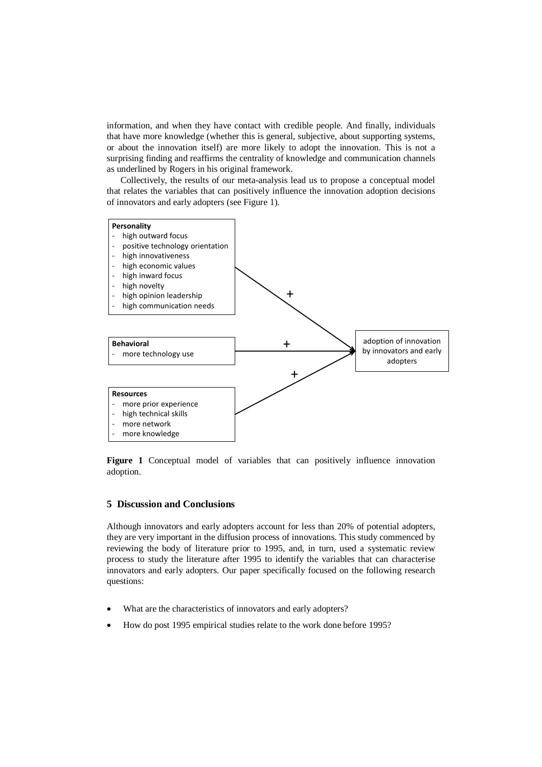information, and when they have contact with credible people. And finally, individuals that have more knowledge (whether this is general, subjective, about supporting systems, or about the innovation itself) are more likely to adopt the innovation. This is not a surprising finding and reaffirms the centrality of knowledge and communication channels as underlined by Rogers in his original framework.

Collectively, the results of our meta-analysis lead us to propose a conceptual model that relates the variables that can positively influence the innovation adoption decisions of innovators and early adopters (see Figure 1).

**Personality**
- high outward focus
- positive technology orientation
- high innovativeness
- high economic values
- high inward focus
- high novelty
- high opinion leadership
- high communication needs

**Behavioral**
- more technology use

**Resources**
- more prior experience
- high technical skills
- more network
- more knowledge

+ → adoption of innovation by innovators and early adopters

**Figure 1** Conceptual model of variables that can positively influence innovation adoption.

## 5 Discussion and Conclusions

Although innovators and early adopters account for less than 20% of potential adopters, they are very important in the diffusion process of innovations. This study commenced by reviewing the body of literature prior to 1995, and, in turn, used a systematic review process to study the literature after 1995 to identify the variables that can characterise innovators and early adopters. Our paper specifically focused on the following research questions:

- What are the characteristics of innovators and early adopters?
- How do post 1995 empirical studies relate to the work done before 1995?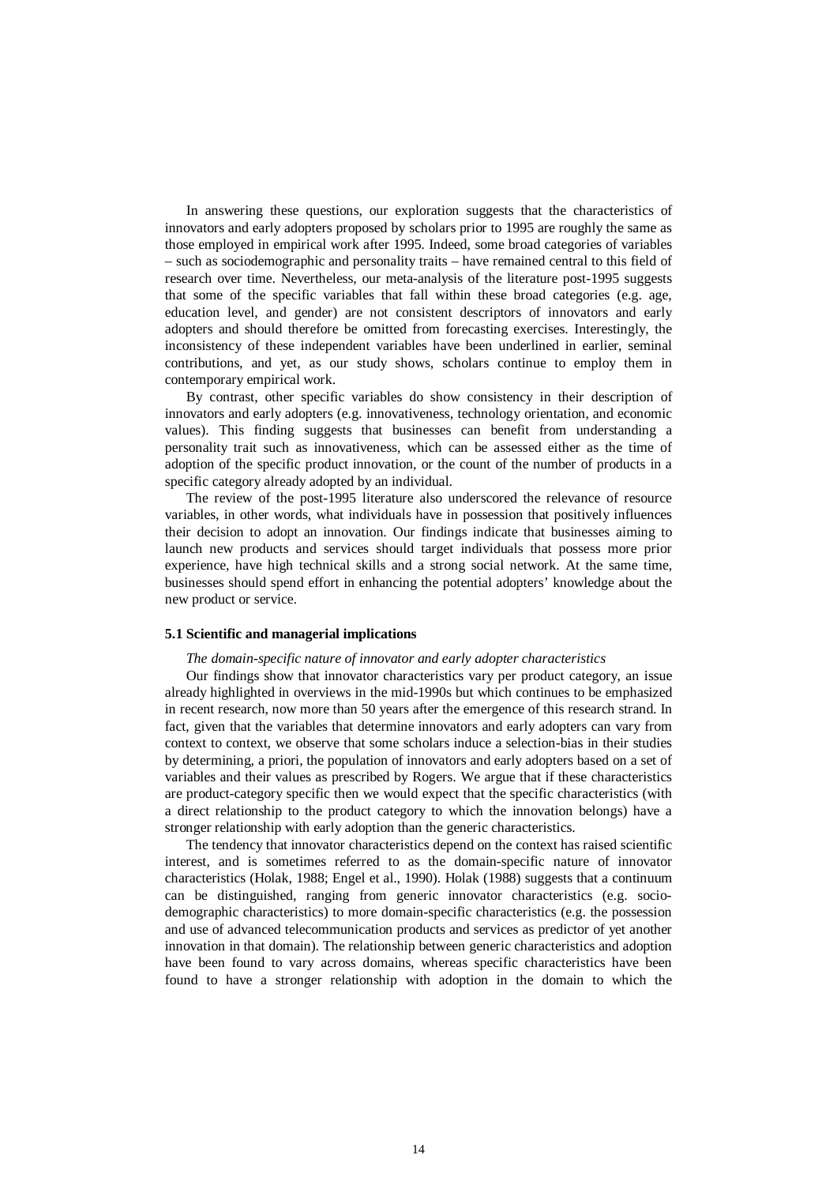In answering these questions, our exploration suggests that the characteristics of innovators and early adopters proposed by scholars prior to 1995 are roughly the same as those employed in empirical work after 1995. Indeed, some broad categories of variables – such as sociodemographic and personality traits – have remained central to this field of research over time. Nevertheless, our meta-analysis of the literature post-1995 suggests that some of the specific variables that fall within these broad categories (e.g. age, education level, and gender) are not consistent descriptors of innovators and early adopters and should therefore be omitted from forecasting exercises. Interestingly, the inconsistency of these independent variables have been underlined in earlier, seminal contributions, and yet, as our study shows, scholars continue to employ them in contemporary empirical work.

By contrast, other specific variables do show consistency in their description of innovators and early adopters (e.g. innovativeness, technology orientation, and economic values). This finding suggests that businesses can benefit from understanding a personality trait such as innovativeness, which can be assessed either as the time of adoption of the specific product innovation, or the count of the number of products in a specific category already adopted by an individual.

The review of the post-1995 literature also underscored the relevance of resource variables, in other words, what individuals have in possession that positively influences their decision to adopt an innovation. Our findings indicate that businesses aiming to launch new products and services should target individuals that possess more prior experience, have high technical skills and a strong social network. At the same time, businesses should spend effort in enhancing the potential adopters' knowledge about the new product or service.

### 5.1 Scientific and managerial implications

*The domain-specific nature of innovator and early adopter characteristics*

Our findings show that innovator characteristics vary per product category, an issue already highlighted in overviews in the mid-1990s but which continues to be emphasized in recent research, now more than 50 years after the emergence of this research strand. In fact, given that the variables that determine innovators and early adopters can vary from context to context, we observe that some scholars induce a selection-bias in their studies by determining, a priori, the population of innovators and early adopters based on a set of variables and their values as prescribed by Rogers. We argue that if these characteristics are product-category specific then we would expect that the specific characteristics (with a direct relationship to the product category to which the innovation belongs) have a stronger relationship with early adoption than the generic characteristics.

The tendency that innovator characteristics depend on the context has raised scientific interest, and is sometimes referred to as the domain-specific nature of innovator characteristics (Holak, 1988; Engel et al., 1990). Holak (1988) suggests that a continuum can be distinguished, ranging from generic innovator characteristics (e.g. socio-demographic characteristics) to more domain-specific characteristics (e.g. the possession and use of advanced telecommunication products and services as predictor of yet another innovation in that domain). The relationship between generic characteristics and adoption have been found to vary across domains, whereas specific characteristics have been found to have a stronger relationship with adoption in the domain to which the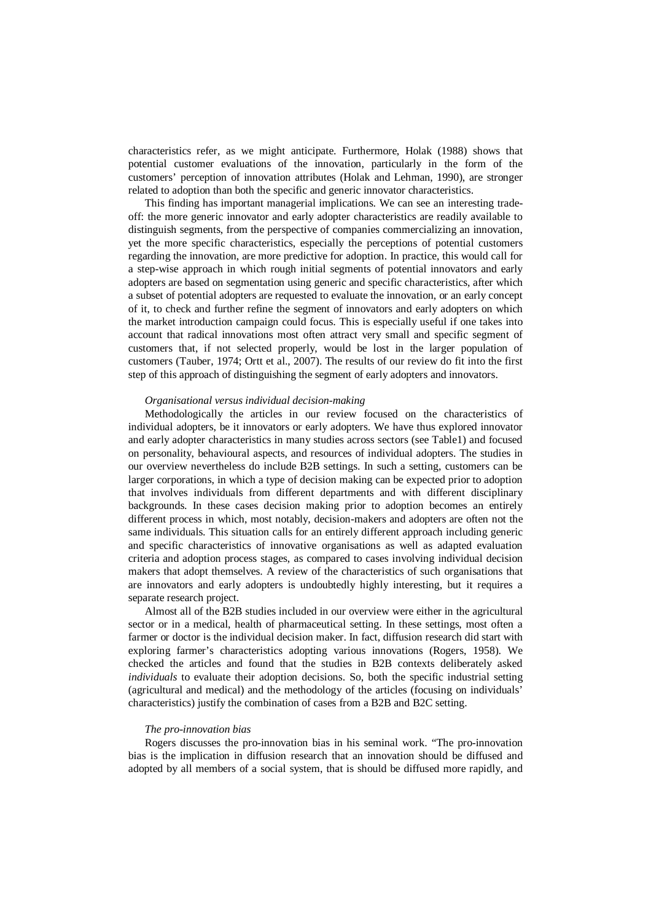characteristics refer, as we might anticipate. Furthermore, Holak (1988) shows that potential customer evaluations of the innovation, particularly in the form of the customers' perception of innovation attributes (Holak and Lehman, 1990), are stronger related to adoption than both the specific and generic innovator characteristics.

This finding has important managerial implications. We can see an interesting trade-off: the more generic innovator and early adopter characteristics are readily available to distinguish segments, from the perspective of companies commercializing an innovation, yet the more specific characteristics, especially the perceptions of potential customers regarding the innovation, are more predictive for adoption. In practice, this would call for a step-wise approach in which rough initial segments of potential innovators and early adopters are based on segmentation using generic and specific characteristics, after which a subset of potential adopters are requested to evaluate the innovation, or an early concept of it, to check and further refine the segment of innovators and early adopters on which the market introduction campaign could focus. This is especially useful if one takes into account that radical innovations most often attract very small and specific segment of customers that, if not selected properly, would be lost in the larger population of customers (Tauber, 1974; Ortt et al., 2007). The results of our review do fit into the first step of this approach of distinguishing the segment of early adopters and innovators.

*Organisational versus individual decision-making*

Methodologically the articles in our review focused on the characteristics of individual adopters, be it innovators or early adopters. We have thus explored innovator and early adopter characteristics in many studies across sectors (see Table1) and focused on personality, behavioural aspects, and resources of individual adopters. The studies in our overview nevertheless do include B2B settings. In such a setting, customers can be larger corporations, in which a type of decision making can be expected prior to adoption that involves individuals from different departments and with different disciplinary backgrounds. In these cases decision making prior to adoption becomes an entirely different process in which, most notably, decision-makers and adopters are often not the same individuals. This situation calls for an entirely different approach including generic and specific characteristics of innovative organisations as well as adapted evaluation criteria and adoption process stages, as compared to cases involving individual decision makers that adopt themselves. A review of the characteristics of such organisations that are innovators and early adopters is undoubtedly highly interesting, but it requires a separate research project.

Almost all of the B2B studies included in our overview were either in the agricultural sector or in a medical, health of pharmaceutical setting. In these settings, most often a farmer or doctor is the individual decision maker. In fact, diffusion research did start with exploring farmer's characteristics adopting various innovations (Rogers, 1958). We checked the articles and found that the studies in B2B contexts deliberately asked *individuals* to evaluate their adoption decisions. So, both the specific industrial setting (agricultural and medical) and the methodology of the articles (focusing on individuals' characteristics) justify the combination of cases from a B2B and B2C setting.

*The pro-innovation bias*

Rogers discusses the pro-innovation bias in his seminal work. "The pro-innovation bias is the implication in diffusion research that an innovation should be diffused and adopted by all members of a social system, that is should be diffused more rapidly, and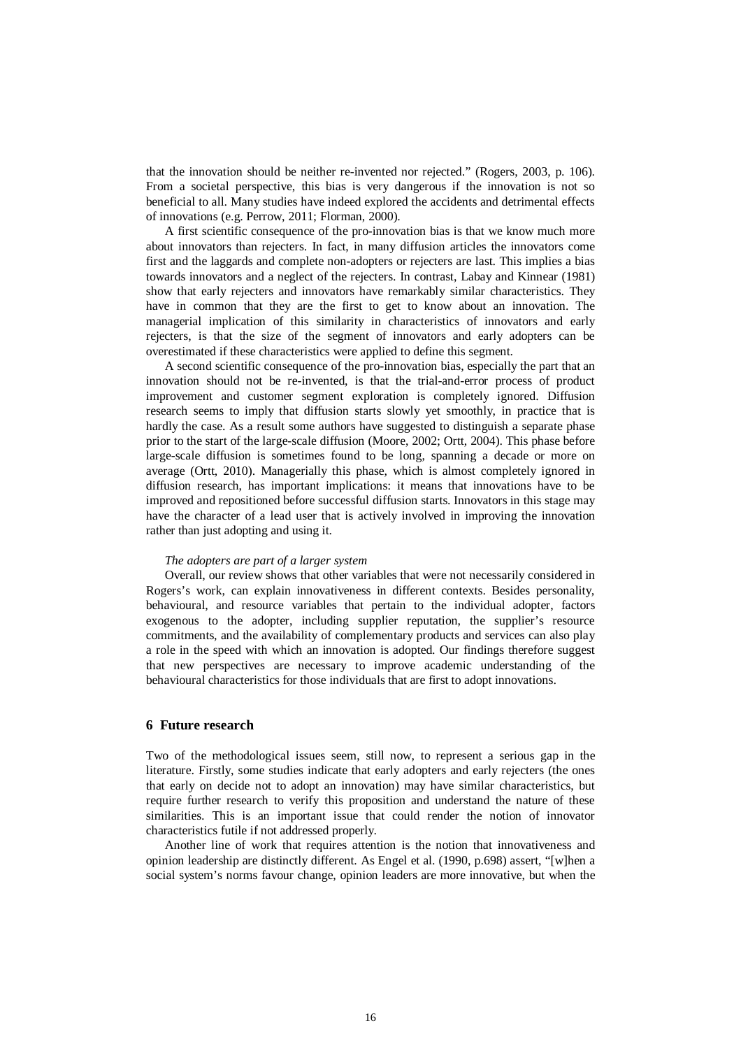that the innovation should be neither re-invented nor rejected." (Rogers, 2003, p. 106). From a societal perspective, this bias is very dangerous if the innovation is not so beneficial to all. Many studies have indeed explored the accidents and detrimental effects of innovations (e.g. Perrow, 2011; Florman, 2000).

A first scientific consequence of the pro-innovation bias is that we know much more about innovators than rejecters. In fact, in many diffusion articles the innovators come first and the laggards and complete non-adopters or rejecters are last. This implies a bias towards innovators and a neglect of the rejecters. In contrast, Labay and Kinnear (1981) show that early rejecters and innovators have remarkably similar characteristics. They have in common that they are the first to get to know about an innovation. The managerial implication of this similarity in characteristics of innovators and early rejecters, is that the size of the segment of innovators and early adopters can be overestimated if these characteristics were applied to define this segment.

A second scientific consequence of the pro-innovation bias, especially the part that an innovation should not be re-invented, is that the trial-and-error process of product improvement and customer segment exploration is completely ignored. Diffusion research seems to imply that diffusion starts slowly yet smoothly, in practice that is hardly the case. As a result some authors have suggested to distinguish a separate phase prior to the start of the large-scale diffusion (Moore, 2002; Ortt, 2004). This phase before large-scale diffusion is sometimes found to be long, spanning a decade or more on average (Ortt, 2010). Managerially this phase, which is almost completely ignored in diffusion research, has important implications: it means that innovations have to be improved and repositioned before successful diffusion starts. Innovators in this stage may have the character of a lead user that is actively involved in improving the innovation rather than just adopting and using it.

*The adopters are part of a larger system*

Overall, our review shows that other variables that were not necessarily considered in Rogers's work, can explain innovativeness in different contexts. Besides personality, behavioural, and resource variables that pertain to the individual adopter, factors exogenous to the adopter, including supplier reputation, the supplier's resource commitments, and the availability of complementary products and services can also play a role in the speed with which an innovation is adopted. Our findings therefore suggest that new perspectives are necessary to improve academic understanding of the behavioural characteristics for those individuals that are first to adopt innovations.

## 6 Future research

Two of the methodological issues seem, still now, to represent a serious gap in the literature. Firstly, some studies indicate that early adopters and early rejecters (the ones that early on decide not to adopt an innovation) may have similar characteristics, but require further research to verify this proposition and understand the nature of these similarities. This is an important issue that could render the notion of innovator characteristics futile if not addressed properly.

Another line of work that requires attention is the notion that innovativeness and opinion leadership are distinctly different. As Engel et al. (1990, p.698) assert, "[w]hen a social system's norms favour change, opinion leaders are more innovative, but when the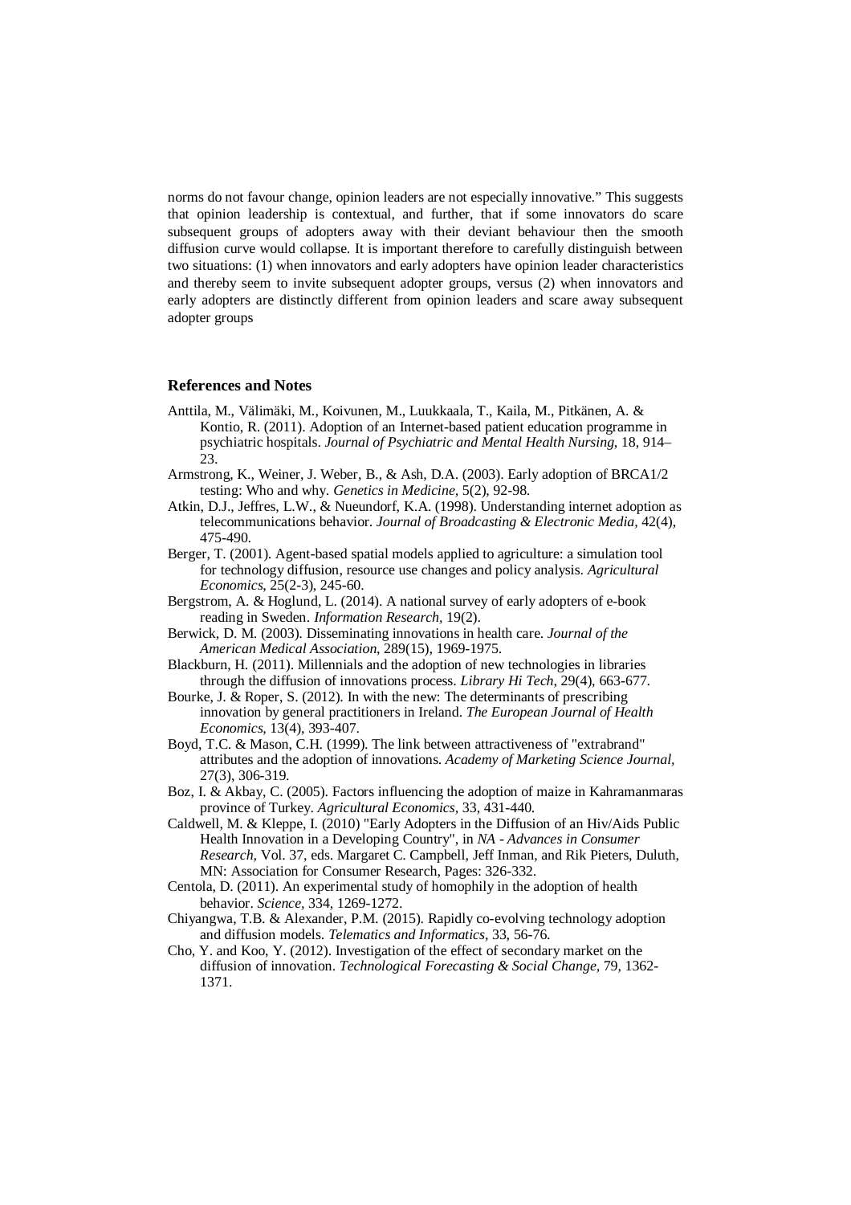norms do not favour change, opinion leaders are not especially innovative." This suggests that opinion leadership is contextual, and further, that if some innovators do scare subsequent groups of adopters away with their deviant behaviour then the smooth diffusion curve would collapse. It is important therefore to carefully distinguish between two situations: (1) when innovators and early adopters have opinion leader characteristics and thereby seem to invite subsequent adopter groups, versus (2) when innovators and early adopters are distinctly different from opinion leaders and scare away subsequent adopter groups

### References and Notes

Anttila, M., Välimäki, M., Koivunen, M., Luukkaala, T., Kaila, M., Pitkänen, A. & Kontio, R. (2011). Adoption of an Internet-based patient education programme in psychiatric hospitals. *Journal of Psychiatric and Mental Health Nursing*, 18, 914–23.

Armstrong, K., Weiner, J. Weber, B., & Ash, D.A. (2003). Early adoption of BRCA1/2 testing: Who and why. *Genetics in Medicine*, 5(2), 92-98.

Atkin, D.J., Jeffres, L.W., & Nueundorf, K.A. (1998). Understanding internet adoption as telecommunications behavior. *Journal of Broadcasting & Electronic Media*, 42(4), 475-490.

Berger, T. (2001). Agent-based spatial models applied to agriculture: a simulation tool for technology diffusion, resource use changes and policy analysis. *Agricultural Economics*, 25(2-3), 245-60.

Bergstrom, A. & Hoglund, L. (2014). A national survey of early adopters of e-book reading in Sweden. *Information Research*, 19(2).

Berwick, D. M. (2003). Disseminating innovations in health care. *Journal of the American Medical Association*, 289(15), 1969-1975.

Blackburn, H. (2011). Millennials and the adoption of new technologies in libraries through the diffusion of innovations process. *Library Hi Tech*, 29(4), 663-677.

Bourke, J. & Roper, S. (2012). In with the new: The determinants of prescribing innovation by general practitioners in Ireland. *The European Journal of Health Economics*, 13(4), 393-407.

Boyd, T.C. & Mason, C.H. (1999). The link between attractiveness of "extrabrand" attributes and the adoption of innovations. *Academy of Marketing Science Journal*, 27(3), 306-319.

Boz, I. & Akbay, C. (2005). Factors influencing the adoption of maize in Kahramanmaras province of Turkey. *Agricultural Economics*, 33, 431-440.

Caldwell, M. & Kleppe, I. (2010) "Early Adopters in the Diffusion of an Hiv/Aids Public Health Innovation in a Developing Country", in *NA - Advances in Consumer Research*, Vol. 37, eds. Margaret C. Campbell, Jeff Inman, and Rik Pieters, Duluth, MN: Association for Consumer Research, Pages: 326-332.

Centola, D. (2011). An experimental study of homophily in the adoption of health behavior. *Science*, 334, 1269-1272.

Chiyangwa, T.B. & Alexander, P.M. (2015). Rapidly co-evolving technology adoption and diffusion models. *Telematics and Informatics*, 33, 56-76.

Cho, Y. and Koo, Y. (2012). Investigation of the effect of secondary market on the diffusion of innovation. *Technological Forecasting & Social Change*, 79, 1362-1371.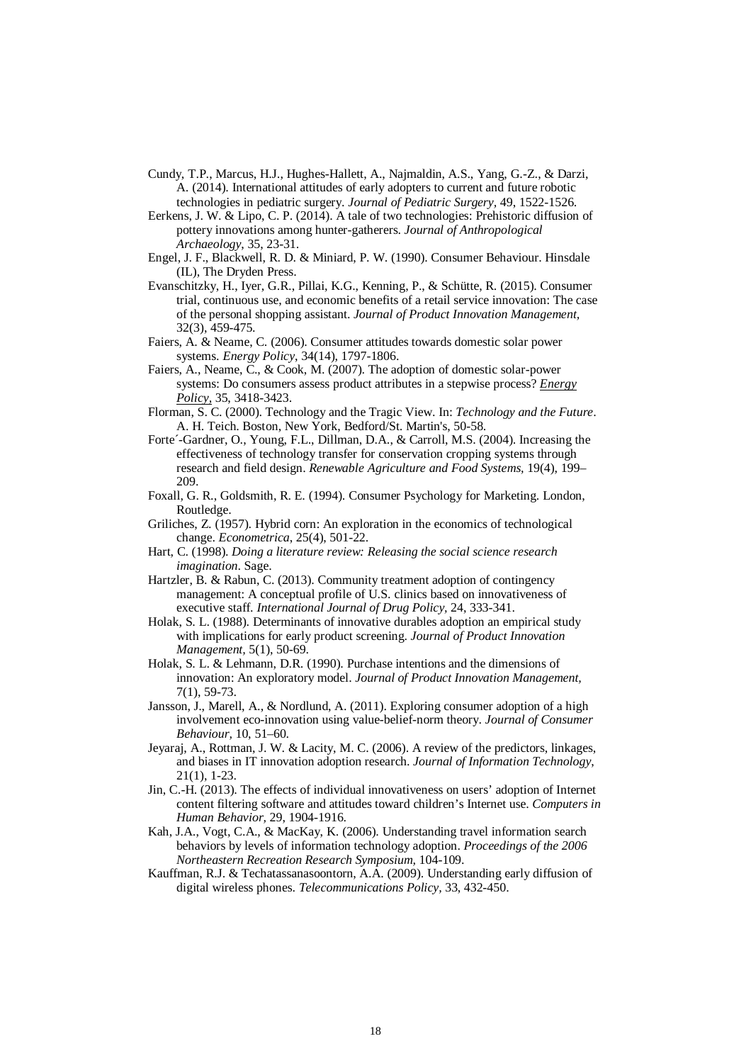Cundy, T.P., Marcus, H.J., Hughes-Hallett, A., Najmaldin, A.S., Yang, G.-Z., & Darzi, A. (2014). International attitudes of early adopters to current and future robotic technologies in pediatric surgery. *Journal of Pediatric Surgery*, 49, 1522-1526.

Eerkens, J. W. & Lipo, C. P. (2014). A tale of two technologies: Prehistoric diffusion of pottery innovations among hunter-gatherers. *Journal of Anthropological Archaeology*, 35, 23-31.

Engel, J. F., Blackwell, R. D. & Miniard, P. W. (1990). Consumer Behaviour. Hinsdale (IL), The Dryden Press.

Evanschitzky, H., Iyer, G.R., Pillai, K.G., Kenning, P., & Schütte, R. (2015). Consumer trial, continuous use, and economic benefits of a retail service innovation: The case of the personal shopping assistant. *Journal of Product Innovation Management*, 32(3), 459-475.

Faiers, A. & Neame, C. (2006). Consumer attitudes towards domestic solar power systems. *Energy Policy*, 34(14), 1797-1806.

Faiers, A., Neame, C., & Cook, M. (2007). The adoption of domestic solar-power systems: Do consumers assess product attributes in a stepwise process? *Energy Policy*, 35, 3418-3423.

Florman, S. C. (2000). Technology and the Tragic View. In: *Technology and the Future*. A. H. Teich. Boston, New York, Bedford/St. Martin's, 50-58.

Forte´-Gardner, O., Young, F.L., Dillman, D.A., & Carroll, M.S. (2004). Increasing the effectiveness of technology transfer for conservation cropping systems through research and field design. *Renewable Agriculture and Food Systems*, 19(4), 199–209.

Foxall, G. R., Goldsmith, R. E. (1994). Consumer Psychology for Marketing. London, Routledge.

Griliches, Z. (1957). Hybrid corn: An exploration in the economics of technological change. *Econometrica*, 25(4), 501-22.

Hart, C. (1998). *Doing a literature review: Releasing the social science research imagination*. Sage.

Hartzler, B. & Rabun, C. (2013). Community treatment adoption of contingency management: A conceptual profile of U.S. clinics based on innovativeness of executive staff. *International Journal of Drug Policy*, 24, 333-341.

Holak, S. L. (1988). Determinants of innovative durables adoption an empirical study with implications for early product screening. *Journal of Product Innovation Management*, 5(1), 50-69.

Holak, S. L. & Lehmann, D.R. (1990). Purchase intentions and the dimensions of innovation: An exploratory model. *Journal of Product Innovation Management*, 7(1), 59-73.

Jansson, J., Marell, A., & Nordlund, A. (2011). Exploring consumer adoption of a high involvement eco-innovation using value-belief-norm theory. *Journal of Consumer Behaviour*, 10, 51–60.

Jeyaraj, A., Rottman, J. W. & Lacity, M. C. (2006). A review of the predictors, linkages, and biases in IT innovation adoption research. *Journal of Information Technology*, 21(1), 1-23.

Jin, C.-H. (2013). The effects of individual innovativeness on users' adoption of Internet content filtering software and attitudes toward children's Internet use. *Computers in Human Behavior*, 29, 1904-1916.

Kah, J.A., Vogt, C.A., & MacKay, K. (2006). Understanding travel information search behaviors by levels of information technology adoption. *Proceedings of the 2006 Northeastern Recreation Research Symposium*, 104-109.

Kauffman, R.J. & Techatassanasoontorn, A.A. (2009). Understanding early diffusion of digital wireless phones. *Telecommunications Policy*, 33, 432-450.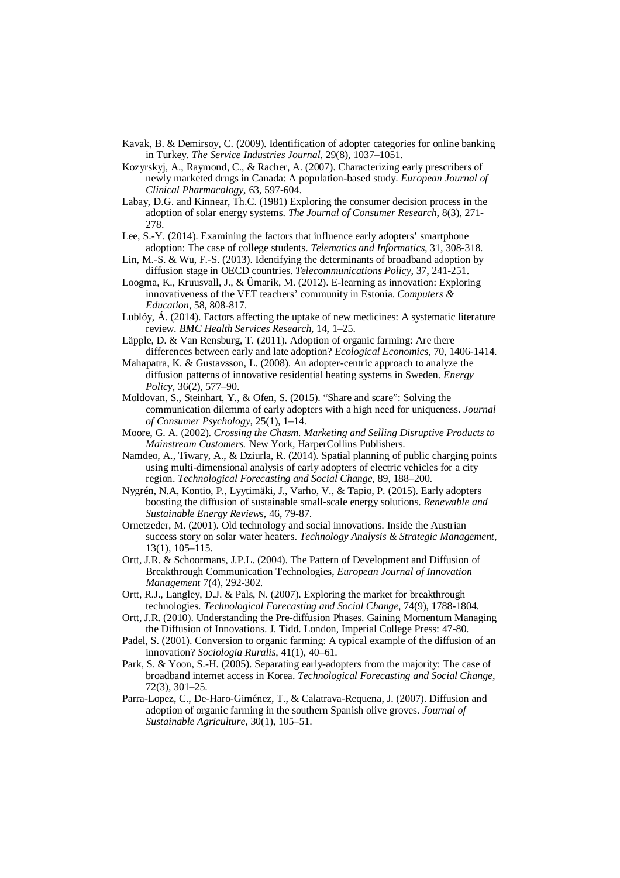Kavak, B. & Demirsoy, C. (2009). Identification of adopter categories for online banking in Turkey. *The Service Industries Journal*, 29(8), 1037–1051.

Kozyrskyj, A., Raymond, C., & Racher, A. (2007). Characterizing early prescribers of newly marketed drugs in Canada: A population-based study. *European Journal of Clinical Pharmacology*, 63, 597-604.

Labay, D.G. and Kinnear, Th.C. (1981) Exploring the consumer decision process in the adoption of solar energy systems. *The Journal of Consumer Research*, 8(3), 271-278.

Lee, S.-Y. (2014). Examining the factors that influence early adopters' smartphone adoption: The case of college students. *Telematics and Informatics*, 31, 308-318.

Lin, M.-S. & Wu, F.-S. (2013). Identifying the determinants of broadband adoption by diffusion stage in OECD countries. *Telecommunications Policy*, 37, 241-251.

Loogma, K., Kruusvall, J., & Ümarik, M. (2012). E-learning as innovation: Exploring innovativeness of the VET teachers' community in Estonia. *Computers & Education*, 58, 808-817.

Lublóy, Á. (2014). Factors affecting the uptake of new medicines: A systematic literature review. *BMC Health Services Research*, 14, 1–25.

Läpple, D. & Van Rensburg, T. (2011). Adoption of organic farming: Are there differences between early and late adoption? *Ecological Economics*, 70, 1406-1414.

Mahapatra, K. & Gustavsson, L. (2008). An adopter-centric approach to analyze the diffusion patterns of innovative residential heating systems in Sweden. *Energy Policy*, 36(2), 577–90.

Moldovan, S., Steinhart, Y., & Ofen, S. (2015). "Share and scare": Solving the communication dilemma of early adopters with a high need for uniqueness. *Journal of Consumer Psychology*, 25(1), 1–14.

Moore, G. A. (2002). *Crossing the Chasm. Marketing and Selling Disruptive Products to Mainstream Customers.* New York, HarperCollins Publishers.

Namdeo, A., Tiwary, A., & Dziurla, R. (2014). Spatial planning of public charging points using multi-dimensional analysis of early adopters of electric vehicles for a city region. *Technological Forecasting and Social Change*, 89, 188–200.

Nygrén, N.A, Kontio, P., Lyytimäki, J., Varho, V., & Tapio, P. (2015). Early adopters boosting the diffusion of sustainable small-scale energy solutions. *Renewable and Sustainable Energy Reviews*, 46, 79-87.

Ornetzeder, M. (2001). Old technology and social innovations. Inside the Austrian success story on solar water heaters. *Technology Analysis & Strategic Management*, 13(1), 105–115.

Ortt, J.R. & Schoormans, J.P.L. (2004). The Pattern of Development and Diffusion of Breakthrough Communication Technologies, *European Journal of Innovation Management* 7(4), 292-302.

Ortt, R.J., Langley, D.J. & Pals, N. (2007). Exploring the market for breakthrough technologies. *Technological Forecasting and Social Change*, 74(9), 1788-1804.

Ortt, J.R. (2010). Understanding the Pre-diffusion Phases. Gaining Momentum Managing the Diffusion of Innovations. J. Tidd. London, Imperial College Press: 47-80.

Padel, S. (2001). Conversion to organic farming: A typical example of the diffusion of an innovation? *Sociologia Ruralis*, 41(1), 40–61.

Park, S. & Yoon, S.-H. (2005). Separating early-adopters from the majority: The case of broadband internet access in Korea. *Technological Forecasting and Social Change*, 72(3), 301–25.

Parra-Lopez, C., De-Haro-Giménez, T., & Calatrava-Requena, J. (2007). Diffusion and adoption of organic farming in the southern Spanish olive groves. *Journal of Sustainable Agriculture*, 30(1), 105–51.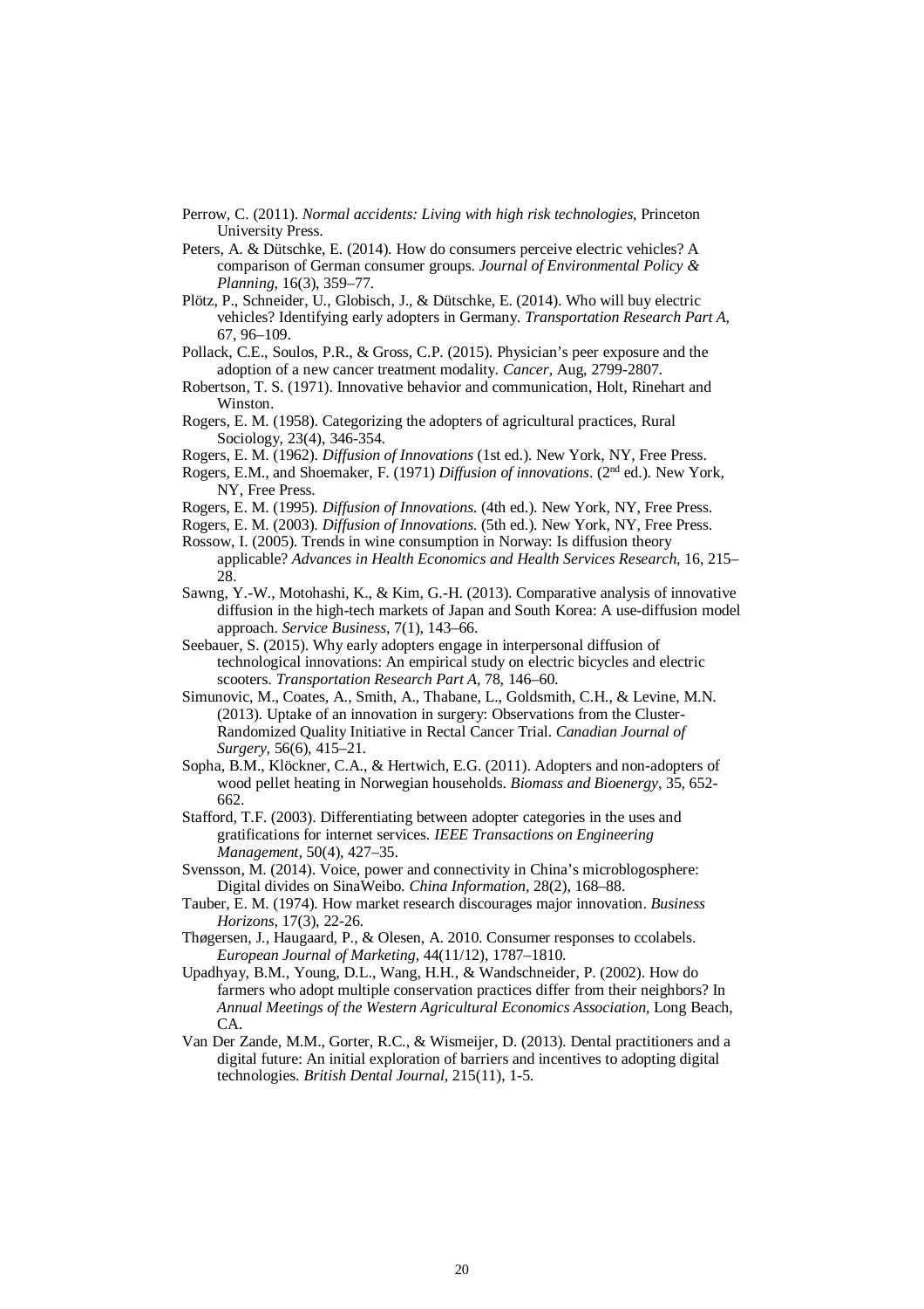Perrow, C. (2011). *Normal accidents: Living with high risk technologies*, Princeton University Press.

Peters, A. & Dütschke, E. (2014). How do consumers perceive electric vehicles? A comparison of German consumer groups. *Journal of Environmental Policy & Planning,* 16(3), 359–77.

Plötz, P., Schneider, U., Globisch, J., & Dütschke, E. (2014). Who will buy electric vehicles? Identifying early adopters in Germany. *Transportation Research Part A,* 67, 96–109.

Pollack, C.E., Soulos, P.R., & Gross, C.P. (2015). Physician's peer exposure and the adoption of a new cancer treatment modality. *Cancer,* Aug, 2799-2807.

Robertson, T. S. (1971). Innovative behavior and communication, Holt, Rinehart and Winston.

Rogers, E. M. (1958). Categorizing the adopters of agricultural practices, Rural Sociology, 23(4), 346-354.

Rogers, E. M. (1962). *Diffusion of Innovations* (1st ed.). New York, NY, Free Press.

Rogers, E.M., and Shoemaker, F. (1971) *Diffusion of innovations*. (2nd ed.). New York, NY, Free Press.

Rogers, E. M. (1995). *Diffusion of Innovations.* (4th ed.). New York, NY, Free Press.

Rogers, E. M. (2003). *Diffusion of Innovations.* (5th ed.). New York, NY, Free Press.

Rossow, I. (2005). Trends in wine consumption in Norway: Is diffusion theory applicable? *Advances in Health Economics and Health Services Research,* 16, 215–28.

Sawng, Y.-W., Motohashi, K., & Kim, G.-H. (2013). Comparative analysis of innovative diffusion in the high-tech markets of Japan and South Korea: A use-diffusion model approach. *Service Business,* 7(1), 143–66.

Seebauer, S. (2015). Why early adopters engage in interpersonal diffusion of technological innovations: An empirical study on electric bicycles and electric scooters. *Transportation Research Part A,* 78, 146–60.

Simunovic, M., Coates, A., Smith, A., Thabane, L., Goldsmith, C.H., & Levine, M.N. (2013). Uptake of an innovation in surgery: Observations from the Cluster-Randomized Quality Initiative in Rectal Cancer Trial. *Canadian Journal of Surgery,* 56(6), 415–21.

Sopha, B.M., Klöckner, C.A., & Hertwich, E.G. (2011). Adopters and non-adopters of wood pellet heating in Norwegian households. *Biomass and Bioenergy,* 35, 652-662.

Stafford, T.F. (2003). Differentiating between adopter categories in the uses and gratifications for internet services. *IEEE Transactions on Engineering Management,* 50(4), 427–35.

Svensson, M. (2014). Voice, power and connectivity in China's microblogosphere: Digital divides on SinaWeibo. *China Information,* 28(2), 168–88.

Tauber, E. M. (1974). How market research discourages major innovation. *Business Horizons,* 17(3), 22-26.

Thøgersen, J., Haugaard, P., & Olesen, A. 2010. Consumer responses to ccolabels. *European Journal of Marketing,* 44(11/12), 1787–1810.

Upadhyay, B.M., Young, D.L., Wang, H.H., & Wandschneider, P. (2002). How do farmers who adopt multiple conservation practices differ from their neighbors? In *Annual Meetings of the Western Agricultural Economics Association*, Long Beach, CA.

Van Der Zande, M.M., Gorter, R.C., & Wismeijer, D. (2013). Dental practitioners and a digital future: An initial exploration of barriers and incentives to adopting digital technologies. *British Dental Journal,* 215(11), 1-5.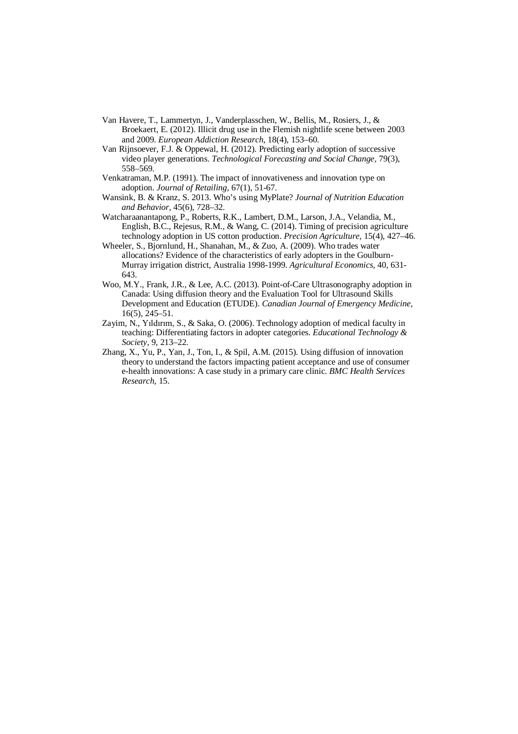Van Havere, T., Lammertyn, J., Vanderplasschen, W., Bellis, M., Rosiers, J., & Broekaert, E. (2012). Illicit drug use in the Flemish nightlife scene between 2003 and 2009. *European Addiction Research*, 18(4), 153–60.

Van Rijnsoever, F.J. & Oppewal, H. (2012). Predicting early adoption of successive video player generations. *Technological Forecasting and Social Change*, 79(3), 558–569.

Venkatraman, M.P. (1991). The impact of innovativeness and innovation type on adoption. *Journal of Retailing*, 67(1), 51-67.

Wansink, B. & Kranz, S. 2013. Who's using MyPlate? *Journal of Nutrition Education and Behavior*, 45(6), 728–32.

Watcharaanantapong, P., Roberts, R.K., Lambert, D.M., Larson, J.A., Velandia, M., English, B.C., Rejesus, R.M., & Wang, C. (2014). Timing of precision agriculture technology adoption in US cotton production. *Precision Agriculture*, 15(4), 427–46.

Wheeler, S., Bjornlund, H., Shanahan, M., & Zuo, A. (2009). Who trades water allocations? Evidence of the characteristics of early adopters in the Goulburn-Murray irrigation district, Australia 1998-1999. *Agricultural Economics*, 40, 631-643.

Woo, M.Y., Frank, J.R., & Lee, A.C. (2013). Point-of-Care Ultrasonography adoption in Canada: Using diffusion theory and the Evaluation Tool for Ultrasound Skills Development and Education (ETUDE). *Canadian Journal of Emergency Medicine*, 16(5), 245–51.

Zayim, N., Yıldırım, S., & Saka, O. (2006). Technology adoption of medical faculty in teaching: Differentiating factors in adopter categories. *Educational Technology & Society*, 9, 213–22.

Zhang, X., Yu, P., Yan, J., Ton, I., & Spil, A.M. (2015). Using diffusion of innovation theory to understand the factors impacting patient acceptance and use of consumer e-health innovations: A case study in a primary care clinic. *BMC Health Services Research*, 15.